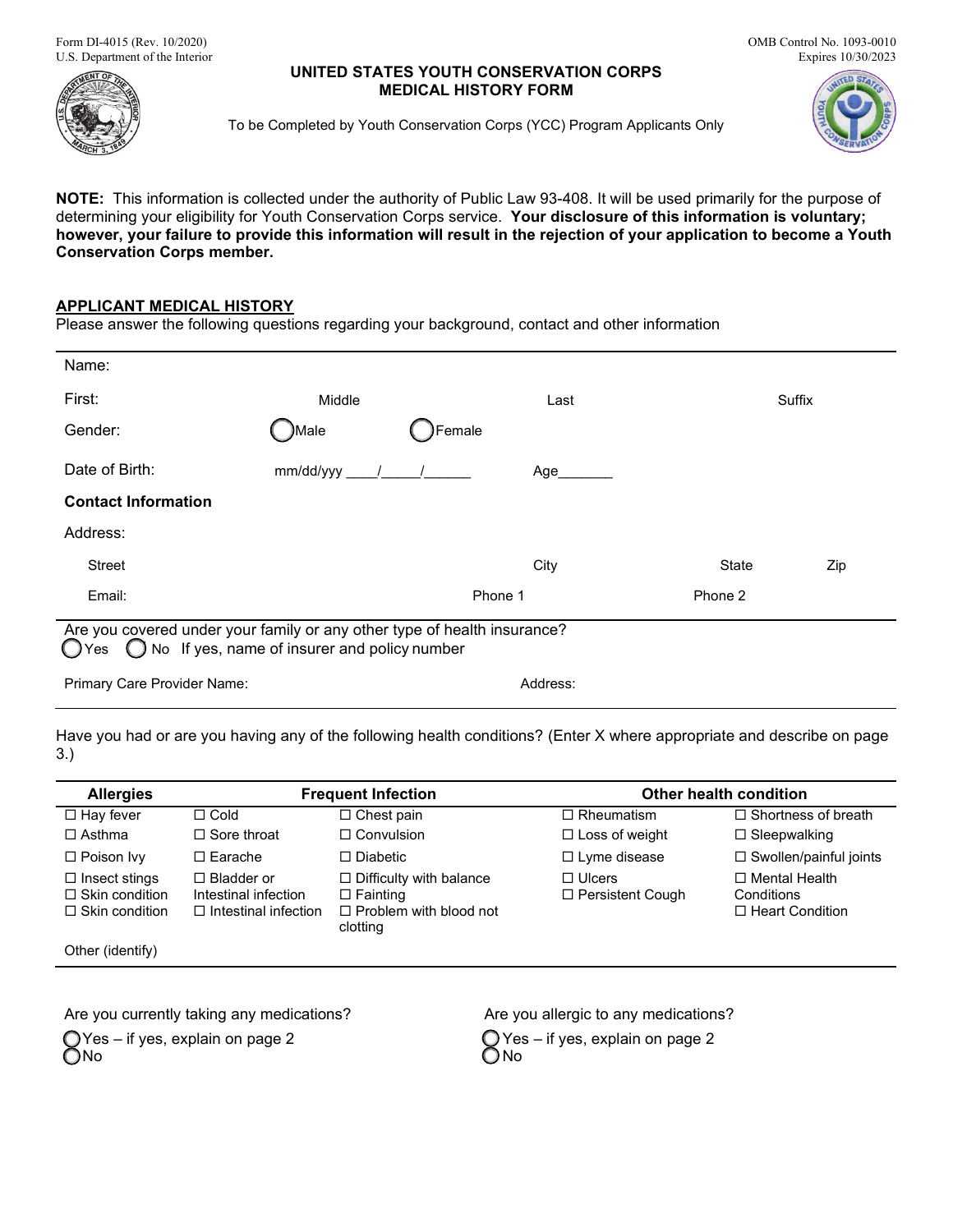Form DI-4015 (Rev. 10/2020)
U.S. Department of the Interior

OMB Control No. 1093-0010
Expires 10/30/2023

# UNITED STATES YOUTH CONSERVATION CORPS MEDICAL HISTORY FORM

To be Completed by Youth Conservation Corps (YCC) Program Applicants Only

**NOTE:** This information is collected under the authority of Public Law 93-408. It will be used primarily for the purpose of determining your eligibility for Youth Conservation Corps service. **Your disclosure of this information is voluntary; however, your failure to provide this information will result in the rejection of your application to become a Youth Conservation Corps member.**

## APPLICANT MEDICAL HISTORY

Please answer the following questions regarding your background, contact and other information

Name:

First: Middle Last Suffix

Gender: ◯ Male ◯ Female

Date of Birth: mm/dd/yyy ____/_____/______ Age_______

**Contact Information**

Address:

Street City State Zip

Email: Phone 1 Phone 2

Are you covered under your family or any other type of health insurance?
◯ Yes ◯ No If yes, name of insurer and policy number

Primary Care Provider Name: Address:

Have you had or are you having any of the following health conditions? (Enter X where appropriate and describe on page 3.)

| Allergies | Frequent Infection | | Other health condition | |
|---|---|---|---|---|
| ☐ Hay fever | ☐ Cold | ☐ Chest pain | ☐ Rheumatism | ☐ Shortness of breath |
| ☐ Asthma | ☐ Sore throat | ☐ Convulsion | ☐ Loss of weight | ☐ Sleepwalking |
| ☐ Poison Ivy | ☐ Earache | ☐ Diabetic | ☐ Lyme disease | ☐ Swollen/painful joints |
| ☐ Insect stings<br>☐ Skin condition<br>☐ Skin condition | ☐ Bladder or Intestinal infection<br>☐ Intestinal infection | ☐ Difficulty with balance<br>☐ Fainting<br>☐ Problem with blood not clotting | ☐ Ulcers<br>☐ Persistent Cough | ☐ Mental Health Conditions<br>☐ Heart Condition |
| Other (identify) | | | | |

Are you currently taking any medications?
◯ Yes – if yes, explain on page 2
◯ No

Are you allergic to any medications?
◯ Yes – if yes, explain on page 2
◯ No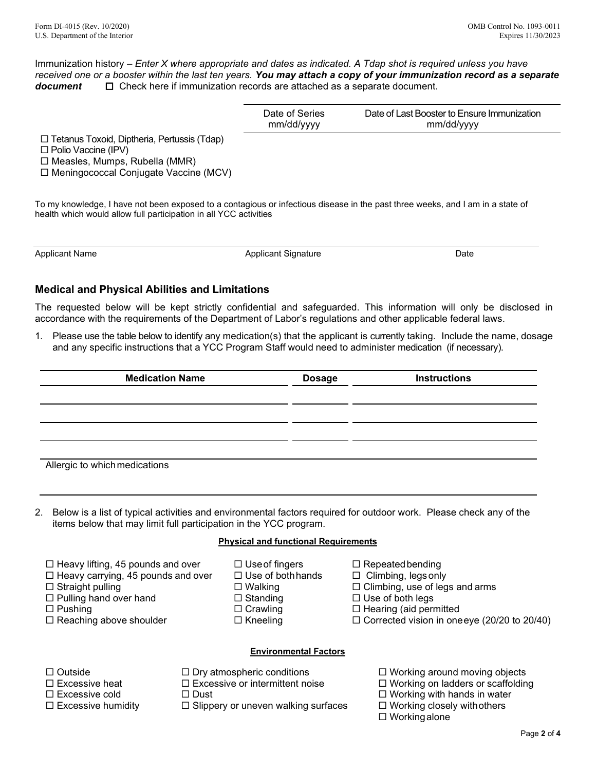Immunization history – *Enter X where appropriate and dates as indicated. A Tdap shot is required unless you have received one or a booster within the last ten years.* ***You may attach a copy of your immunization record as a separate document*** ☐ Check here if immunization records are attached as a separate document.

| | Date of Series mm/dd/yyyy | Date of Last Booster to Ensure Immunization mm/dd/yyyy |
|---|---|---|
| ☐ Tetanus Toxoid, Diptheria, Pertussis (Tdap) | | |
| ☐ Polio Vaccine (IPV) | | |
| ☐ Measles, Mumps, Rubella (MMR) | | |
| ☐ Meningococcal Conjugate Vaccine (MCV) | | |

To my knowledge, I have not been exposed to a contagious or infectious disease in the past three weeks, and I am in a state of health which would allow full participation in all YCC activities

| Applicant Name | Applicant Signature | Date |
|---|---|---|
| | | |

## Medical and Physical Abilities and Limitations

The requested below will be kept strictly confidential and safeguarded. This information will only be disclosed in accordance with the requirements of the Department of Labor's regulations and other applicable federal laws.

1. Please use the table below to identify any medication(s) that the applicant is currently taking. Include the name, dosage and any specific instructions that a YCC Program Staff would need to administer medication (if necessary).

| Medication Name | Dosage | Instructions |
|---|---|---|
| | | |
| | | |
| | | |

Allergic to which medications

2. Below is a list of typical activities and environmental factors required for outdoor work. Please check any of the items below that may limit full participation in the YCC program.

**Physical and functional Requirements**

- ☐ Heavy lifting, 45 pounds and over
- ☐ Heavy carrying, 45 pounds and over
- ☐ Straight pulling
- ☐ Pulling hand over hand
- ☐ Pushing
- ☐ Reaching above shoulder
- ☐ Use of fingers
- ☐ Use of both hands
- ☐ Walking
- ☐ Standing
- ☐ Crawling
- ☐ Kneeling
- ☐ Repeated bending
- ☐ Climbing, legs only
- ☐ Climbing, use of legs and arms
- ☐ Use of both legs
- ☐ Hearing (aid permitted
- ☐ Corrected vision in one eye (20/20 to 20/40)

**Environmental Factors**

- ☐ Outside
- ☐ Excessive heat
- ☐ Excessive cold
- ☐ Excessive humidity
- ☐ Dry atmospheric conditions
- ☐ Excessive or intermittent noise
- ☐ Dust
- ☐ Slippery or uneven walking surfaces
- ☐ Working around moving objects
- ☐ Working on ladders or scaffolding
- ☐ Working with hands in water
- ☐ Working closely with others
- ☐ Working alone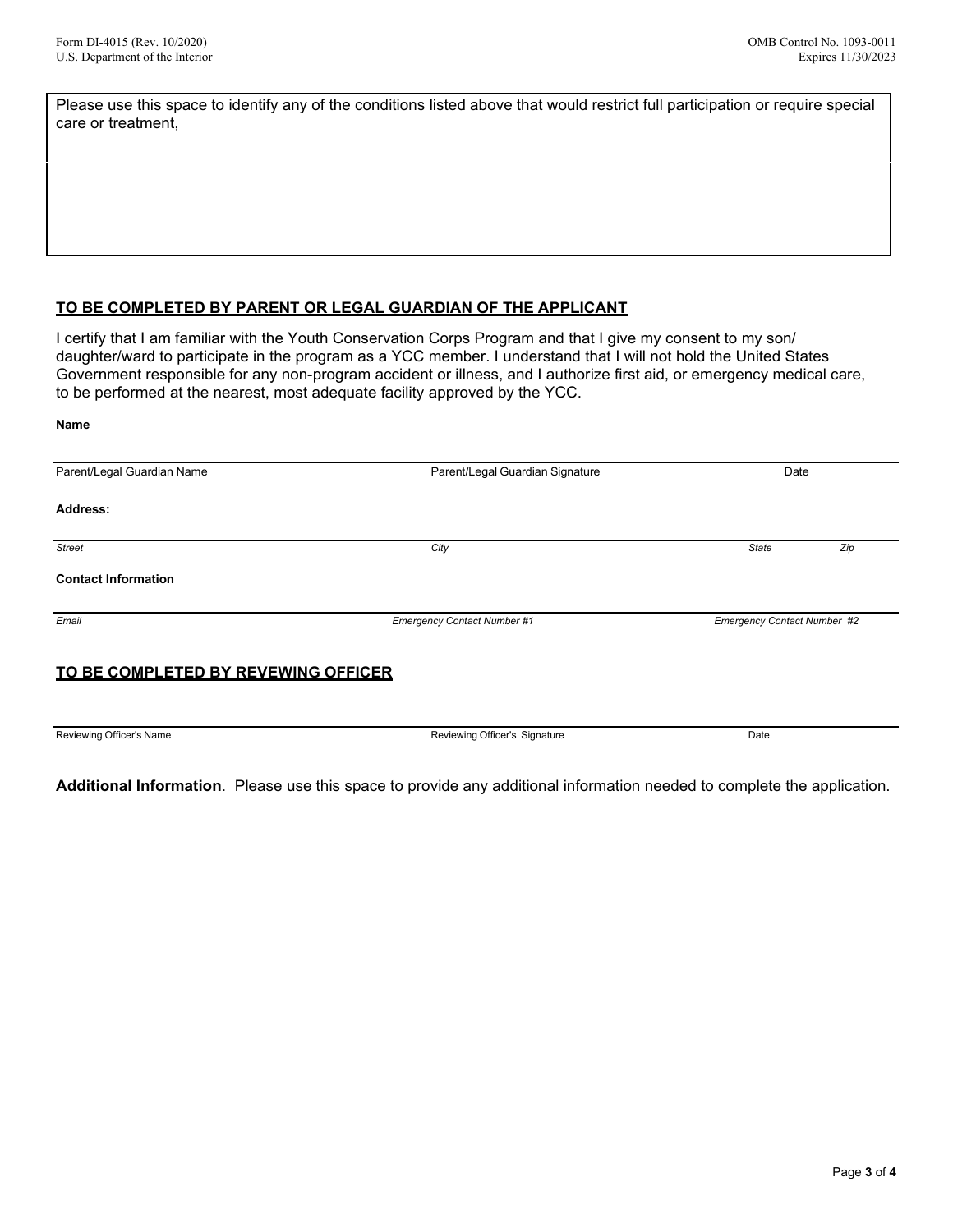Please use this space to identify any of the conditions listed above that would restrict full participation or require special care or treatment,

## TO BE COMPLETED BY PARENT OR LEGAL GUARDIAN OF THE APPLICANT

I certify that I am familiar with the Youth Conservation Corps Program and that I give my consent to my son/ daughter/ward to participate in the program as a YCC member. I understand that I will not hold the United States Government responsible for any non-program accident or illness, and I authorize first aid, or emergency medical care, to be performed at the nearest, most adequate facility approved by the YCC.

**Name**

Parent/Legal Guardian Name | Parent/Legal Guardian Signature | Date

**Address:**

*Street* | *City* | *State* | *Zip*

**Contact Information**

*Email* | *Emergency Contact Number #1* | *Emergency Contact Number #2*

## TO BE COMPLETED BY REVEWING OFFICER

Reviewing Officer's Name | Reviewing Officer's Signature | Date

**Additional Information**. Please use this space to provide any additional information needed to complete the application.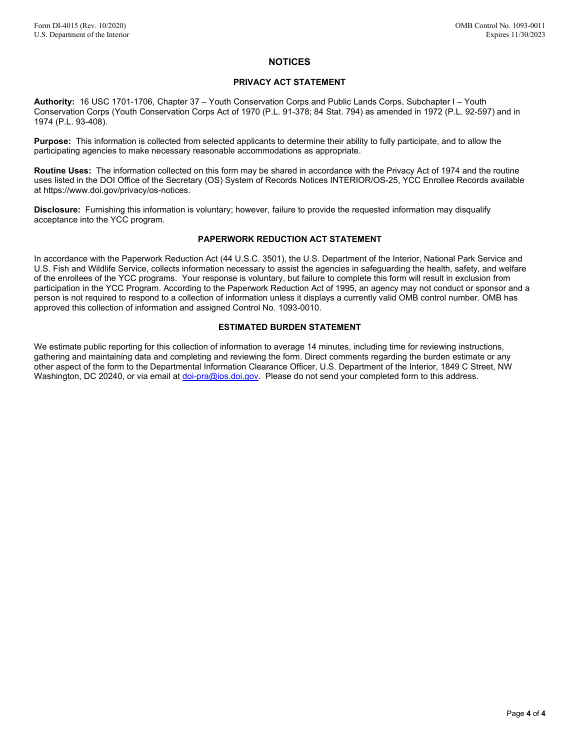# NOTICES

## PRIVACY ACT STATEMENT

**Authority:** 16 USC 1701-1706, Chapter 37 – Youth Conservation Corps and Public Lands Corps, Subchapter I – Youth Conservation Corps (Youth Conservation Corps Act of 1970 (P.L. 91-378; 84 Stat. 794) as amended in 1972 (P.L. 92-597) and in 1974 (P.L. 93-408).

**Purpose:** This information is collected from selected applicants to determine their ability to fully participate, and to allow the participating agencies to make necessary reasonable accommodations as appropriate.

**Routine Uses:** The information collected on this form may be shared in accordance with the Privacy Act of 1974 and the routine uses listed in the DOI Office of the Secretary (OS) System of Records Notices INTERIOR/OS-25, YCC Enrollee Records available at https://www.doi.gov/privacy/os-notices.

**Disclosure:** Furnishing this information is voluntary; however, failure to provide the requested information may disqualify acceptance into the YCC program.

## PAPERWORK REDUCTION ACT STATEMENT

In accordance with the Paperwork Reduction Act (44 U.S.C. 3501), the U.S. Department of the Interior, National Park Service and U.S. Fish and Wildlife Service, collects information necessary to assist the agencies in safeguarding the health, safety, and welfare of the enrollees of the YCC programs. Your response is voluntary, but failure to complete this form will result in exclusion from participation in the YCC Program. According to the Paperwork Reduction Act of 1995, an agency may not conduct or sponsor and a person is not required to respond to a collection of information unless it displays a currently valid OMB control number. OMB has approved this collection of information and assigned Control No. 1093-0010.

## ESTIMATED BURDEN STATEMENT

We estimate public reporting for this collection of information to average 14 minutes, including time for reviewing instructions, gathering and maintaining data and completing and reviewing the form. Direct comments regarding the burden estimate or any other aspect of the form to the Departmental Information Clearance Officer, U.S. Department of the Interior, 1849 C Street, NW Washington, DC 20240, or via email at doi-pra@ios.doi.gov. Please do not send your completed form to this address.